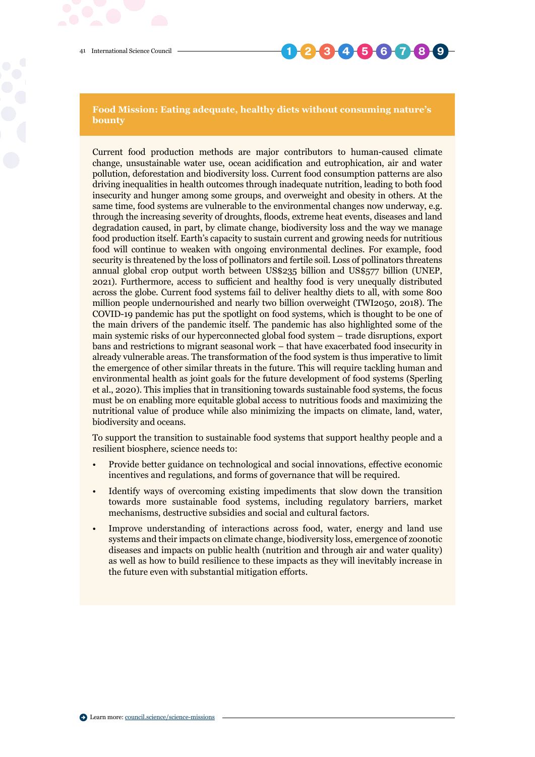## Food Mission: Eating adequate, healthy diets without consuming nature's bounty

Current food production methods are major contributors to human-caused climate change, unsustainable water use, ocean acidification and eutrophication, air and water pollution, deforestation and biodiversity loss. Current food consumption patterns are also driving inequalities in health outcomes through inadequate nutrition, leading to both food insecurity and hunger among some groups, and overweight and obesity in others. At the same time, food systems are vulnerable to the environmental changes now underway, e.g. through the increasing severity of droughts, floods, extreme heat events, diseases and land degradation caused, in part, by climate change, biodiversity loss and the way we manage food production itself. Earth's capacity to sustain current and growing needs for nutritious food will continue to weaken with ongoing environmental declines. For example, food security is threatened by the loss of pollinators and fertile soil. Loss of pollinators threatens annual global crop output worth between US$235 billion and US$577 billion (UNEP, 2021). Furthermore, access to sufficient and healthy food is very unequally distributed across the globe. Current food systems fail to deliver healthy diets to all, with some 800 million people undernourished and nearly two billion overweight (TWI2050, 2018). The COVID-19 pandemic has put the spotlight on food systems, which is thought to be one of the main drivers of the pandemic itself. The pandemic has also highlighted some of the main systemic risks of our hyperconnected global food system – trade disruptions, export bans and restrictions to migrant seasonal work – that have exacerbated food insecurity in already vulnerable areas. The transformation of the food system is thus imperative to limit the emergence of other similar threats in the future. This will require tackling human and environmental health as joint goals for the future development of food systems (Sperling et al., 2020). This implies that in transitioning towards sustainable food systems, the focus must be on enabling more equitable global access to nutritious foods and maximizing the nutritional value of produce while also minimizing the impacts on climate, land, water, biodiversity and oceans.

To support the transition to sustainable food systems that support healthy people and a resilient biosphere, science needs to:

- Provide better guidance on technological and social innovations, effective economic incentives and regulations, and forms of governance that will be required.
- Identify ways of overcoming existing impediments that slow down the transition towards more sustainable food systems, including regulatory barriers, market mechanisms, destructive subsidies and social and cultural factors.
- Improve understanding of interactions across food, water, energy and land use systems and their impacts on climate change, biodiversity loss, emergence of zoonotic diseases and impacts on public health (nutrition and through air and water quality) as well as how to build resilience to these impacts as they will inevitably increase in the future even with substantial mitigation efforts.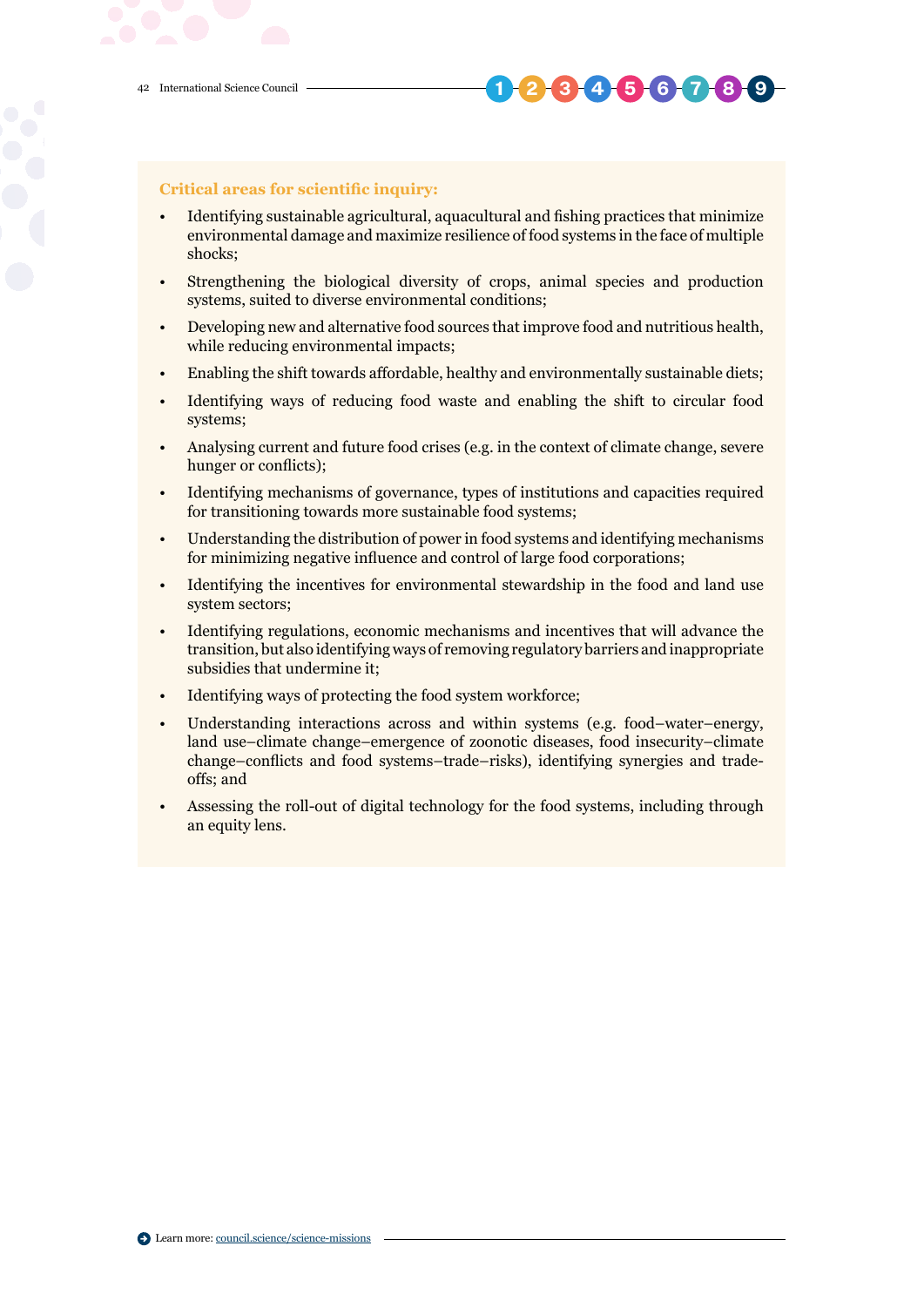**Critical areas for scientific inquiry:**

- Identifying sustainable agricultural, aquacultural and fishing practices that minimize environmental damage and maximize resilience of food systems in the face of multiple shocks;
- Strengthening the biological diversity of crops, animal species and production systems, suited to diverse environmental conditions;
- Developing new and alternative food sources that improve food and nutritious health, while reducing environmental impacts;
- Enabling the shift towards affordable, healthy and environmentally sustainable diets;
- Identifying ways of reducing food waste and enabling the shift to circular food systems;
- Analysing current and future food crises (e.g. in the context of climate change, severe hunger or conflicts);
- Identifying mechanisms of governance, types of institutions and capacities required for transitioning towards more sustainable food systems;
- Understanding the distribution of power in food systems and identifying mechanisms for minimizing negative influence and control of large food corporations;
- Identifying the incentives for environmental stewardship in the food and land use system sectors;
- Identifying regulations, economic mechanisms and incentives that will advance the transition, but also identifying ways of removing regulatory barriers and inappropriate subsidies that undermine it;
- Identifying ways of protecting the food system workforce;
- Understanding interactions across and within systems (e.g. food–water–energy, land use–climate change–emergence of zoonotic diseases, food insecurity–climate change–conflicts and food systems–trade–risks), identifying synergies and trade-offs; and
- Assessing the roll-out of digital technology for the food systems, including through an equity lens.

Learn more: [council.science/science-missions](council.science/science-missions)